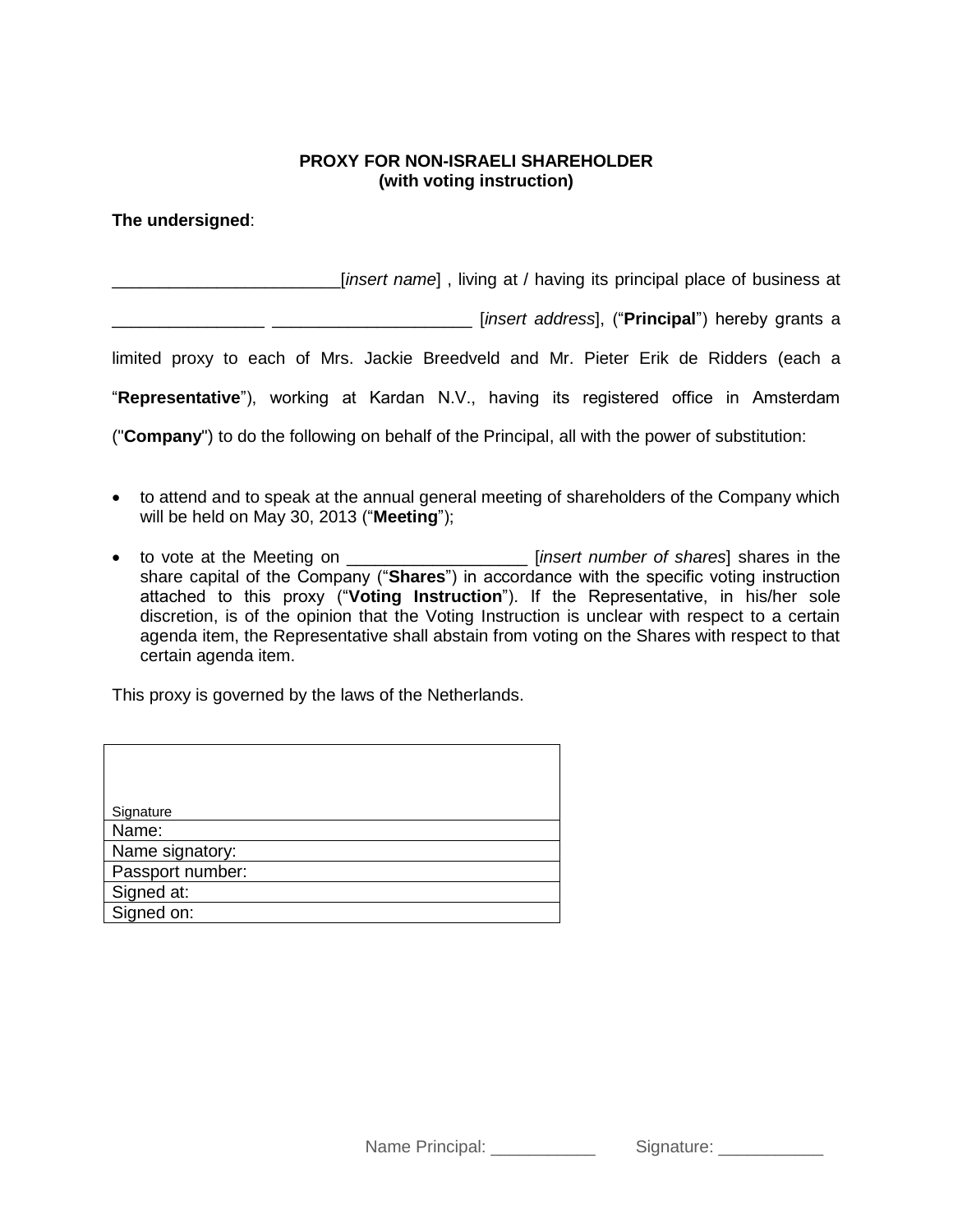**PROXY FOR NON-ISRAELI SHAREHOLDER**
**(with voting instruction)**

**The undersigned**:

________________________[*insert name*] , living at / having its principal place of business at ________________ _____________________ [*insert address*], ("**Principal**") hereby grants a limited proxy to each of Mrs. Jackie Breedveld and Mr. Pieter Erik de Ridders (each a "**Representative**"), working at Kardan N.V., having its registered office in Amsterdam ("**Company**") to do the following on behalf of the Principal, all with the power of substitution:

- to attend and to speak at the annual general meeting of shareholders of the Company which will be held on May 30, 2013 ("**Meeting**");
- to vote at the Meeting on ___________________ [*insert number of shares*] shares in the share capital of the Company ("**Shares**") in accordance with the specific voting instruction attached to this proxy ("**Voting Instruction**"). If the Representative, in his/her sole discretion, is of the opinion that the Voting Instruction is unclear with respect to a certain agenda item, the Representative shall abstain from voting on the Shares with respect to that certain agenda item.

This proxy is governed by the laws of the Netherlands.

| Signature |
|---|
| Name: |
| Name signatory: |
| Passport number: |
| Signed at: |
| Signed on: |

Name Principal: ___________ Signature: ___________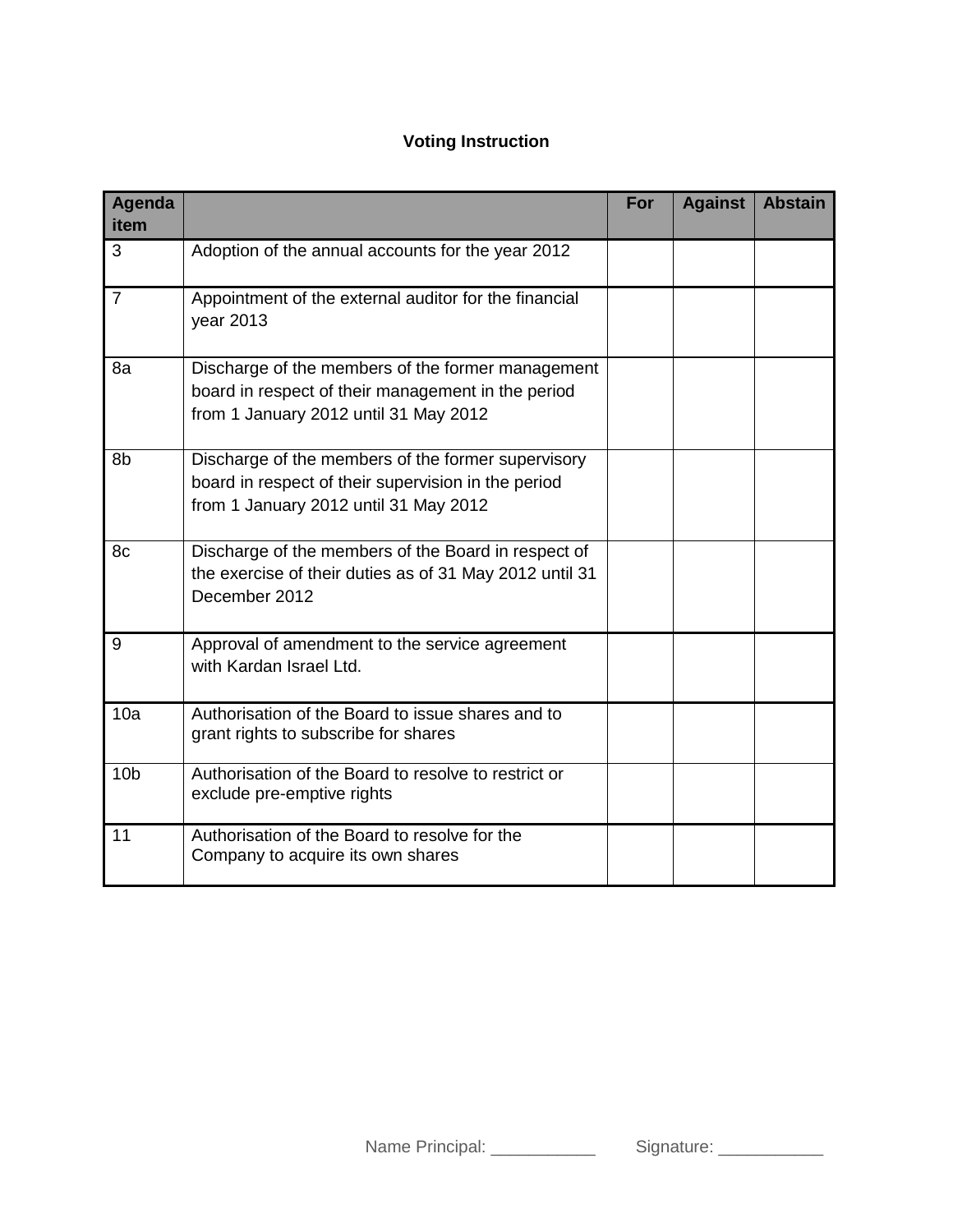**Voting Instruction**

| Agenda item | | For | Against | Abstain |
|---|---|---|---|---|
| 3 | Adoption of the annual accounts for the year 2012 | | | |
| 7 | Appointment of the external auditor for the financial year 2013 | | | |
| 8a | Discharge of the members of the former management board in respect of their management in the period from 1 January 2012 until 31 May 2012 | | | |
| 8b | Discharge of the members of the former supervisory board in respect of their supervision in the period from 1 January 2012 until 31 May 2012 | | | |
| 8c | Discharge of the members of the Board in respect of the exercise of their duties as of 31 May 2012 until 31 December 2012 | | | |
| 9 | Approval of amendment to the service agreement with Kardan Israel Ltd. | | | |
| 10a | Authorisation of the Board to issue shares and to grant rights to subscribe for shares | | | |
| 10b | Authorisation of the Board to resolve to restrict or exclude pre-emptive rights | | | |
| 11 | Authorisation of the Board to resolve for the Company to acquire its own shares | | | |

Name Principal: ___________ Signature: ___________